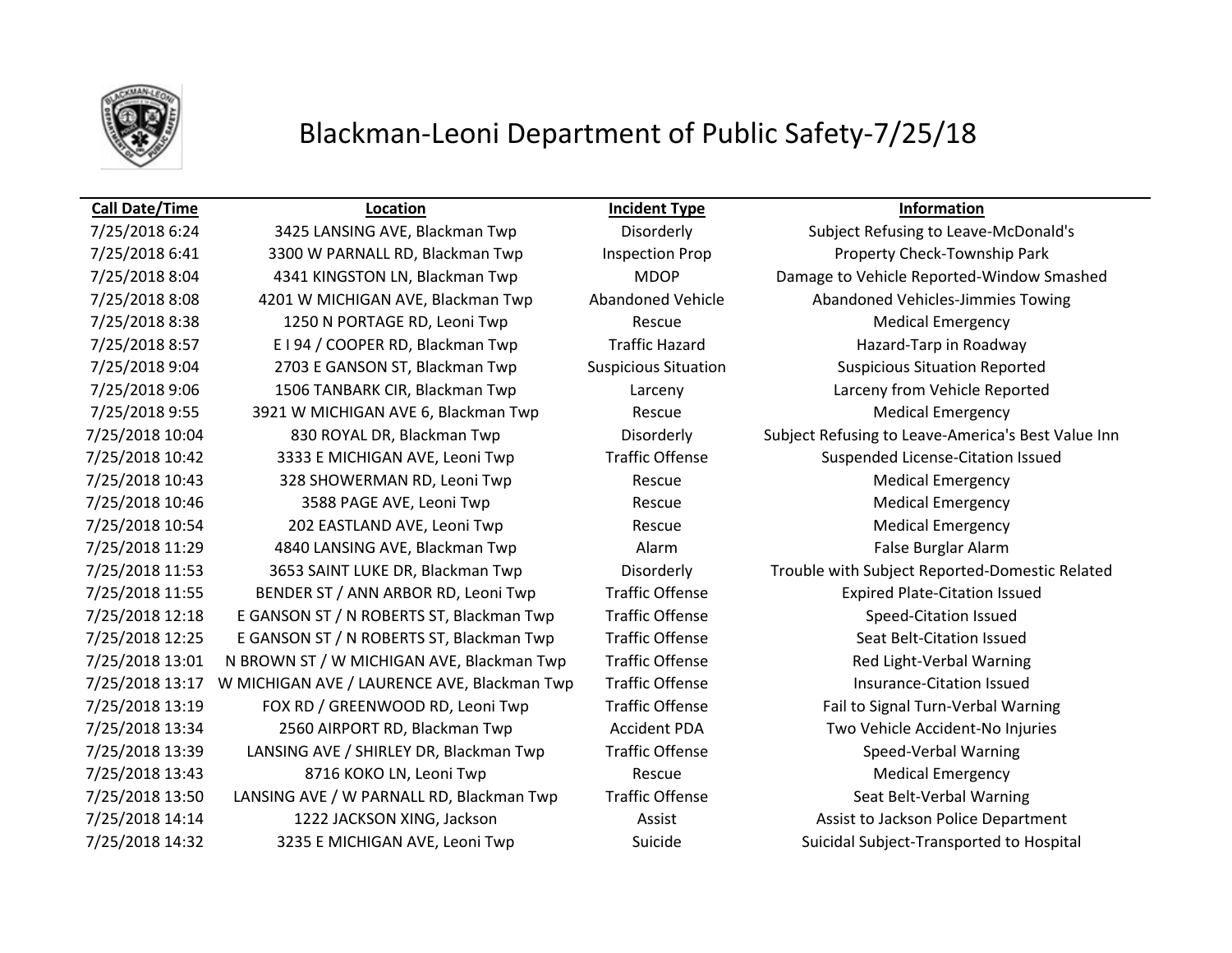# Blackman-Leoni Department of Public Safety-7/25/18

| Call Date/Time | Location | Incident Type | Information |
|---|---|---|---|
| 7/25/2018 6:24 | 3425 LANSING AVE, Blackman Twp | Disorderly | Subject Refusing to Leave-McDonald's |
| 7/25/2018 6:41 | 3300 W PARNALL RD, Blackman Twp | Inspection Prop | Property Check-Township Park |
| 7/25/2018 8:04 | 4341 KINGSTON LN, Blackman Twp | MDOP | Damage to Vehicle Reported-Window Smashed |
| 7/25/2018 8:08 | 4201 W MICHIGAN AVE, Blackman Twp | Abandoned Vehicle | Abandoned Vehicles-Jimmies Towing |
| 7/25/2018 8:38 | 1250 N PORTAGE RD, Leoni Twp | Rescue | Medical Emergency |
| 7/25/2018 8:57 | E I 94 / COOPER RD, Blackman Twp | Traffic Hazard | Hazard-Tarp in Roadway |
| 7/25/2018 9:04 | 2703 E GANSON ST, Blackman Twp | Suspicious Situation | Suspicious Situation Reported |
| 7/25/2018 9:06 | 1506 TANBARK CIR, Blackman Twp | Larceny | Larceny from Vehicle Reported |
| 7/25/2018 9:55 | 3921 W MICHIGAN AVE 6, Blackman Twp | Rescue | Medical Emergency |
| 7/25/2018 10:04 | 830 ROYAL DR, Blackman Twp | Disorderly | Subject Refusing to Leave-America's Best Value Inn |
| 7/25/2018 10:42 | 3333 E MICHIGAN AVE, Leoni Twp | Traffic Offense | Suspended License-Citation Issued |
| 7/25/2018 10:43 | 328 SHOWERMAN RD, Leoni Twp | Rescue | Medical Emergency |
| 7/25/2018 10:46 | 3588 PAGE AVE, Leoni Twp | Rescue | Medical Emergency |
| 7/25/2018 10:54 | 202 EASTLAND AVE, Leoni Twp | Rescue | Medical Emergency |
| 7/25/2018 11:29 | 4840 LANSING AVE, Blackman Twp | Alarm | False Burglar Alarm |
| 7/25/2018 11:53 | 3653 SAINT LUKE DR, Blackman Twp | Disorderly | Trouble with Subject Reported-Domestic Related |
| 7/25/2018 11:55 | BENDER ST / ANN ARBOR RD, Leoni Twp | Traffic Offense | Expired Plate-Citation Issued |
| 7/25/2018 12:18 | E GANSON ST / N ROBERTS ST, Blackman Twp | Traffic Offense | Speed-Citation Issued |
| 7/25/2018 12:25 | E GANSON ST / N ROBERTS ST, Blackman Twp | Traffic Offense | Seat Belt-Citation Issued |
| 7/25/2018 13:01 | N BROWN ST / W MICHIGAN AVE, Blackman Twp | Traffic Offense | Red Light-Verbal Warning |
| 7/25/2018 13:17 | W MICHIGAN AVE / LAURENCE AVE, Blackman Twp | Traffic Offense | Insurance-Citation Issued |
| 7/25/2018 13:19 | FOX RD / GREENWOOD RD, Leoni Twp | Traffic Offense | Fail to Signal Turn-Verbal Warning |
| 7/25/2018 13:34 | 2560 AIRPORT RD, Blackman Twp | Accident PDA | Two Vehicle Accident-No Injuries |
| 7/25/2018 13:39 | LANSING AVE / SHIRLEY DR, Blackman Twp | Traffic Offense | Speed-Verbal Warning |
| 7/25/2018 13:43 | 8716 KOKO LN, Leoni Twp | Rescue | Medical Emergency |
| 7/25/2018 13:50 | LANSING AVE / W PARNALL RD, Blackman Twp | Traffic Offense | Seat Belt-Verbal Warning |
| 7/25/2018 14:14 | 1222 JACKSON XING, Jackson | Assist | Assist to Jackson Police Department |
| 7/25/2018 14:32 | 3235 E MICHIGAN AVE, Leoni Twp | Suicide | Suicidal Subject-Transported to Hospital |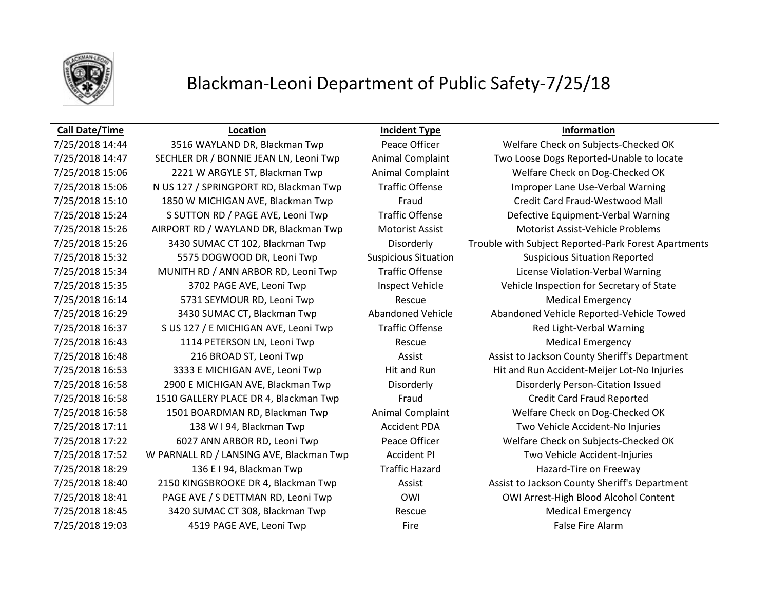# Blackman-Leoni Department of Public Safety-7/25/18

| Call Date/Time | Location | Incident Type | Information |
|---|---|---|---|
| 7/25/2018 14:44 | 3516 WAYLAND DR, Blackman Twp | Peace Officer | Welfare Check on Subjects-Checked OK |
| 7/25/2018 14:47 | SECHLER DR / BONNIE JEAN LN, Leoni Twp | Animal Complaint | Two Loose Dogs Reported-Unable to locate |
| 7/25/2018 15:06 | 2221 W ARGYLE ST, Blackman Twp | Animal Complaint | Welfare Check on Dog-Checked OK |
| 7/25/2018 15:06 | N US 127 / SPRINGPORT RD, Blackman Twp | Traffic Offense | Improper Lane Use-Verbal Warning |
| 7/25/2018 15:10 | 1850 W MICHIGAN AVE, Blackman Twp | Fraud | Credit Card Fraud-Westwood Mall |
| 7/25/2018 15:24 | S SUTTON RD / PAGE AVE, Leoni Twp | Traffic Offense | Defective Equipment-Verbal Warning |
| 7/25/2018 15:26 | AIRPORT RD / WAYLAND DR, Blackman Twp | Motorist Assist | Motorist Assist-Vehicle Problems |
| 7/25/2018 15:26 | 3430 SUMAC CT 102, Blackman Twp | Disorderly | Trouble with Subject Reported-Park Forest Apartments |
| 7/25/2018 15:32 | 5575 DOGWOOD DR, Leoni Twp | Suspicious Situation | Suspicious Situation Reported |
| 7/25/2018 15:34 | MUNITH RD / ANN ARBOR RD, Leoni Twp | Traffic Offense | License Violation-Verbal Warning |
| 7/25/2018 15:35 | 3702 PAGE AVE, Leoni Twp | Inspect Vehicle | Vehicle Inspection for Secretary of State |
| 7/25/2018 16:14 | 5731 SEYMOUR RD, Leoni Twp | Rescue | Medical Emergency |
| 7/25/2018 16:29 | 3430 SUMAC CT, Blackman Twp | Abandoned Vehicle | Abandoned Vehicle Reported-Vehicle Towed |
| 7/25/2018 16:37 | S US 127 / E MICHIGAN AVE, Leoni Twp | Traffic Offense | Red Light-Verbal Warning |
| 7/25/2018 16:43 | 1114 PETERSON LN, Leoni Twp | Rescue | Medical Emergency |
| 7/25/2018 16:48 | 216 BROAD ST, Leoni Twp | Assist | Assist to Jackson County Sheriff's Department |
| 7/25/2018 16:53 | 3333 E MICHIGAN AVE, Leoni Twp | Hit and Run | Hit and Run Accident-Meijer Lot-No Injuries |
| 7/25/2018 16:58 | 2900 E MICHIGAN AVE, Blackman Twp | Disorderly | Disorderly Person-Citation Issued |
| 7/25/2018 16:58 | 1510 GALLERY PLACE DR 4, Blackman Twp | Fraud | Credit Card Fraud Reported |
| 7/25/2018 16:58 | 1501 BOARDMAN RD, Blackman Twp | Animal Complaint | Welfare Check on Dog-Checked OK |
| 7/25/2018 17:11 | 138 W I 94, Blackman Twp | Accident PDA | Two Vehicle Accident-No Injuries |
| 7/25/2018 17:22 | 6027 ANN ARBOR RD, Leoni Twp | Peace Officer | Welfare Check on Subjects-Checked OK |
| 7/25/2018 17:52 | W PARNALL RD / LANSING AVE, Blackman Twp | Accident PI | Two Vehicle Accident-Injuries |
| 7/25/2018 18:29 | 136 E I 94, Blackman Twp | Traffic Hazard | Hazard-Tire on Freeway |
| 7/25/2018 18:40 | 2150 KINGSBROOKE DR 4, Blackman Twp | Assist | Assist to Jackson County Sheriff's Department |
| 7/25/2018 18:41 | PAGE AVE / S DETTMAN RD, Leoni Twp | OWI | OWI Arrest-High Blood Alcohol Content |
| 7/25/2018 18:45 | 3420 SUMAC CT 308, Blackman Twp | Rescue | Medical Emergency |
| 7/25/2018 19:03 | 4519 PAGE AVE, Leoni Twp | Fire | False Fire Alarm |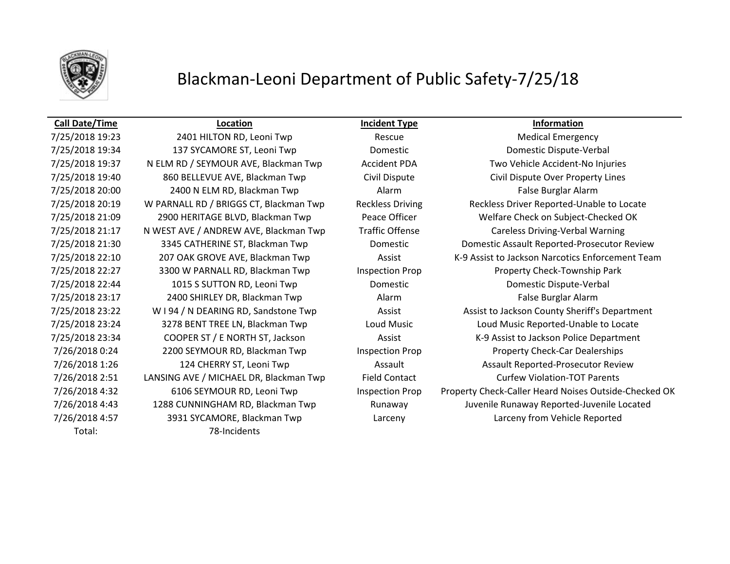# Blackman-Leoni Department of Public Safety-7/25/18

| Call Date/Time | Location | Incident Type | Information |
|---|---|---|---|
| 7/25/2018 19:23 | 2401 HILTON RD, Leoni Twp | Rescue | Medical Emergency |
| 7/25/2018 19:34 | 137 SYCAMORE ST, Leoni Twp | Domestic | Domestic Dispute-Verbal |
| 7/25/2018 19:37 | N ELM RD / SEYMOUR AVE, Blackman Twp | Accident PDA | Two Vehicle Accident-No Injuries |
| 7/25/2018 19:40 | 860 BELLEVUE AVE, Blackman Twp | Civil Dispute | Civil Dispute Over Property Lines |
| 7/25/2018 20:00 | 2400 N ELM RD, Blackman Twp | Alarm | False Burglar Alarm |
| 7/25/2018 20:19 | W PARNALL RD / BRIGGS CT, Blackman Twp | Reckless Driving | Reckless Driver Reported-Unable to Locate |
| 7/25/2018 21:09 | 2900 HERITAGE BLVD, Blackman Twp | Peace Officer | Welfare Check on Subject-Checked OK |
| 7/25/2018 21:17 | N WEST AVE / ANDREW AVE, Blackman Twp | Traffic Offense | Careless Driving-Verbal Warning |
| 7/25/2018 21:30 | 3345 CATHERINE ST, Blackman Twp | Domestic | Domestic Assault Reported-Prosecutor Review |
| 7/25/2018 22:10 | 207 OAK GROVE AVE, Blackman Twp | Assist | K-9 Assist to Jackson Narcotics Enforcement Team |
| 7/25/2018 22:27 | 3300 W PARNALL RD, Blackman Twp | Inspection Prop | Property Check-Township Park |
| 7/25/2018 22:44 | 1015 S SUTTON RD, Leoni Twp | Domestic | Domestic Dispute-Verbal |
| 7/25/2018 23:17 | 2400 SHIRLEY DR, Blackman Twp | Alarm | False Burglar Alarm |
| 7/25/2018 23:22 | W I 94 / N DEARING RD, Sandstone Twp | Assist | Assist to Jackson County Sheriff's Department |
| 7/25/2018 23:24 | 3278 BENT TREE LN, Blackman Twp | Loud Music | Loud Music Reported-Unable to Locate |
| 7/25/2018 23:34 | COOPER ST / E NORTH ST, Jackson | Assist | K-9 Assist to Jackson Police Department |
| 7/26/2018 0:24 | 2200 SEYMOUR RD, Blackman Twp | Inspection Prop | Property Check-Car Dealerships |
| 7/26/2018 1:26 | 124 CHERRY ST, Leoni Twp | Assault | Assault Reported-Prosecutor Review |
| 7/26/2018 2:51 | LANSING AVE / MICHAEL DR, Blackman Twp | Field Contact | Curfew Violation-TOT Parents |
| 7/26/2018 4:32 | 6106 SEYMOUR RD, Leoni Twp | Inspection Prop | Property Check-Caller Heard Noises Outside-Checked OK |
| 7/26/2018 4:43 | 1288 CUNNINGHAM RD, Blackman Twp | Runaway | Juvenile Runaway Reported-Juvenile Located |
| 7/26/2018 4:57 | 3931 SYCAMORE, Blackman Twp | Larceny | Larceny from Vehicle Reported |
| Total: | 78-Incidents | | |